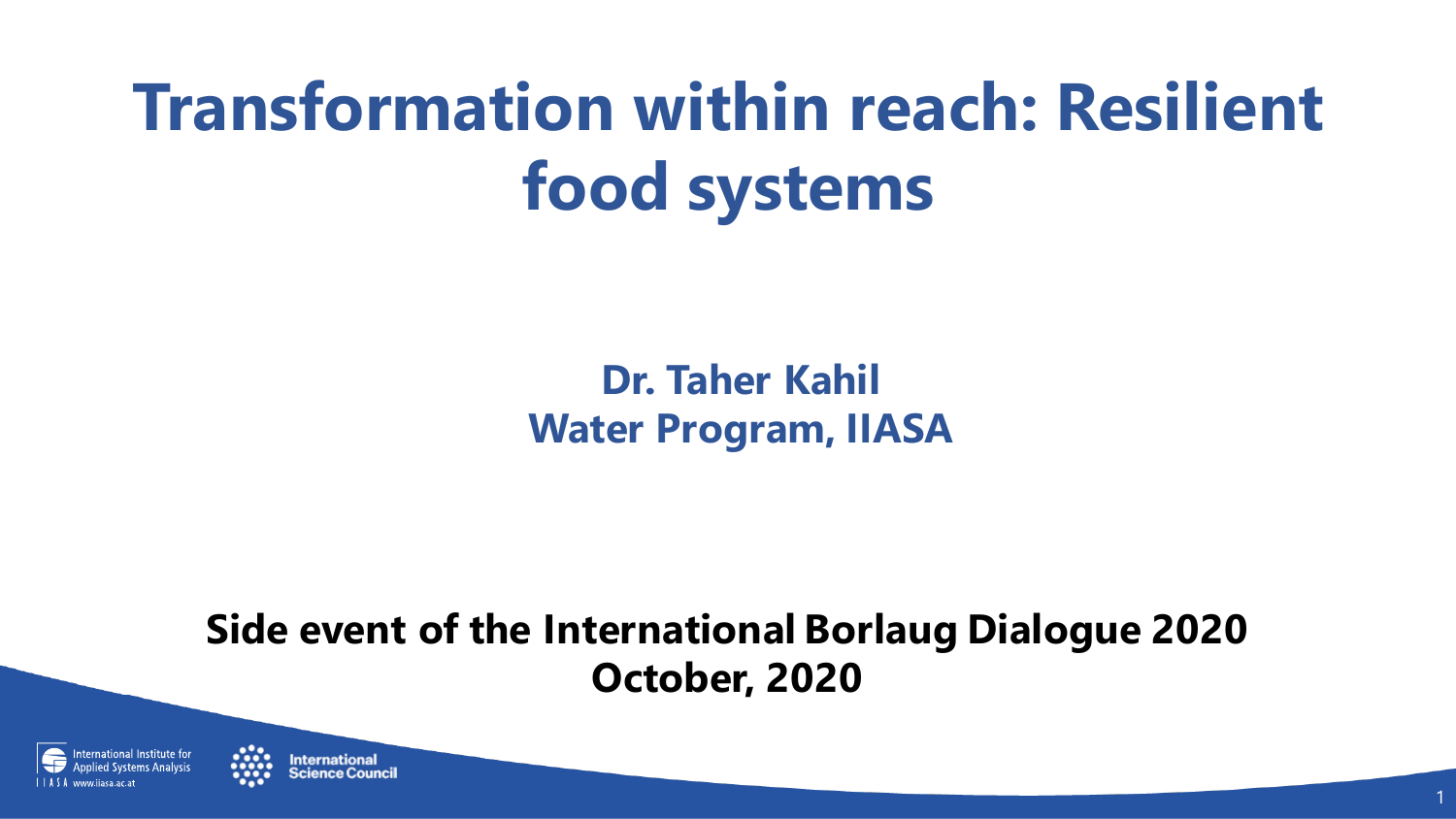# Transformation within reach: Resilient food systems

**Dr. Taher Kahil**
**Water Program, IIASA**

**Side event of the International Borlaug Dialogue 2020**
**October, 2020**

International Institute for Applied Systems Analysis
IIASA www.iiasa.ac.at

International Science Council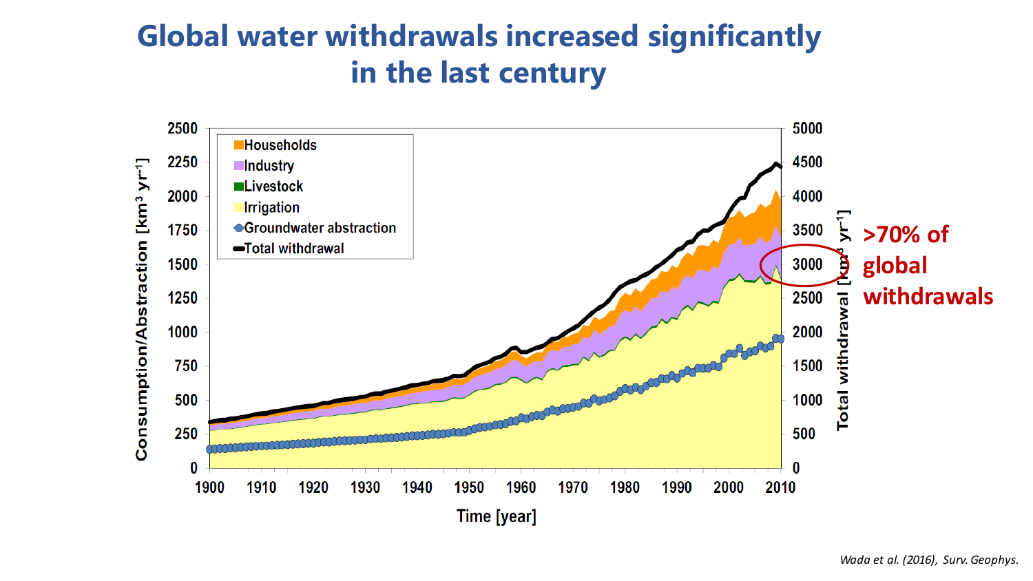# Global water withdrawals increased significantly in the last century

>70% of global withdrawals

*Wada et al. (2016), Surv. Geophys.*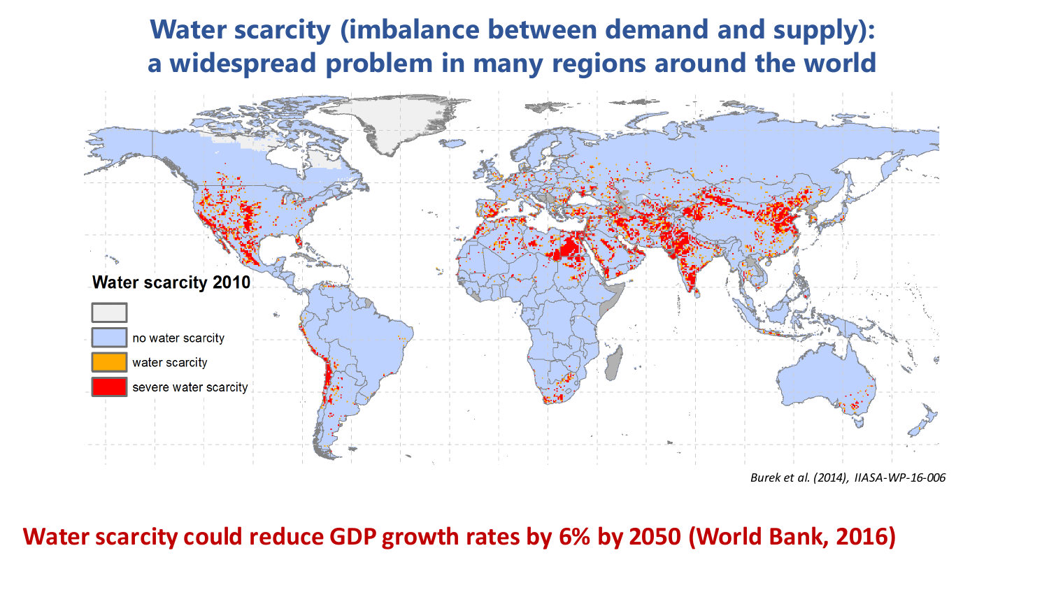# Water scarcity (imbalance between demand and supply): a widespread problem in many regions around the world

**Water scarcity 2010**

- no water scarcity
- water scarcity
- severe water scarcity

*Burek et al. (2014), IIASA-WP-16-006*

**Water scarcity could reduce GDP growth rates by 6% by 2050 (World Bank, 2016)**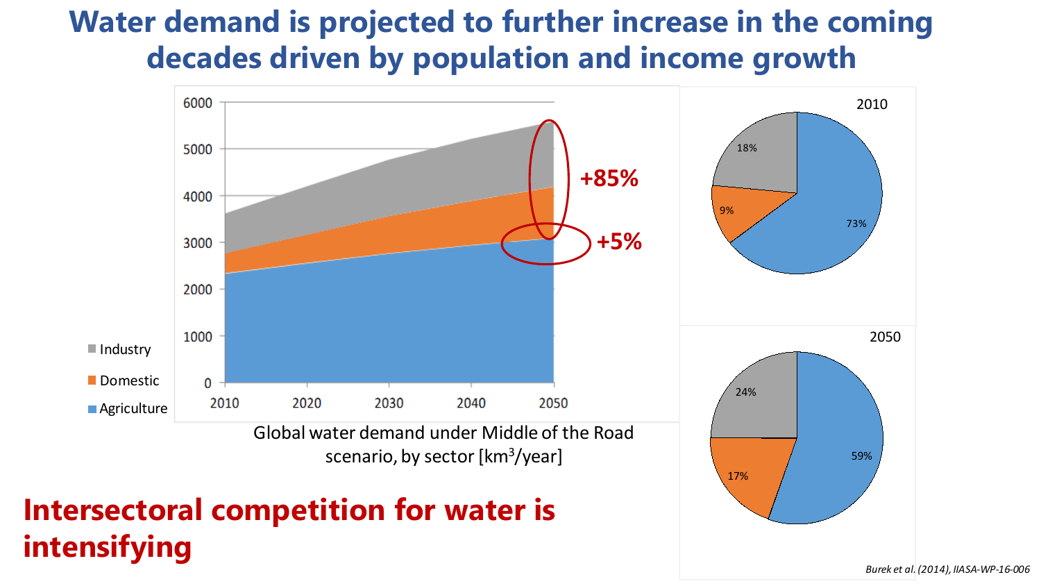# Water demand is projected to further increase in the coming decades driven by population and income growth

Global water demand under Middle of the Road scenario, by sector [$km^3$/year]

**+85%**

**+5%**

Industry

Domestic

Agriculture

2010: Industry 18%, Domestic 9%, Agriculture 73%

2050: Industry 24%, Domestic 17%, Agriculture 59%

## Intersectoral competition for water is intensifying

*Burek et al. (2014), IIASA-WP-16-006*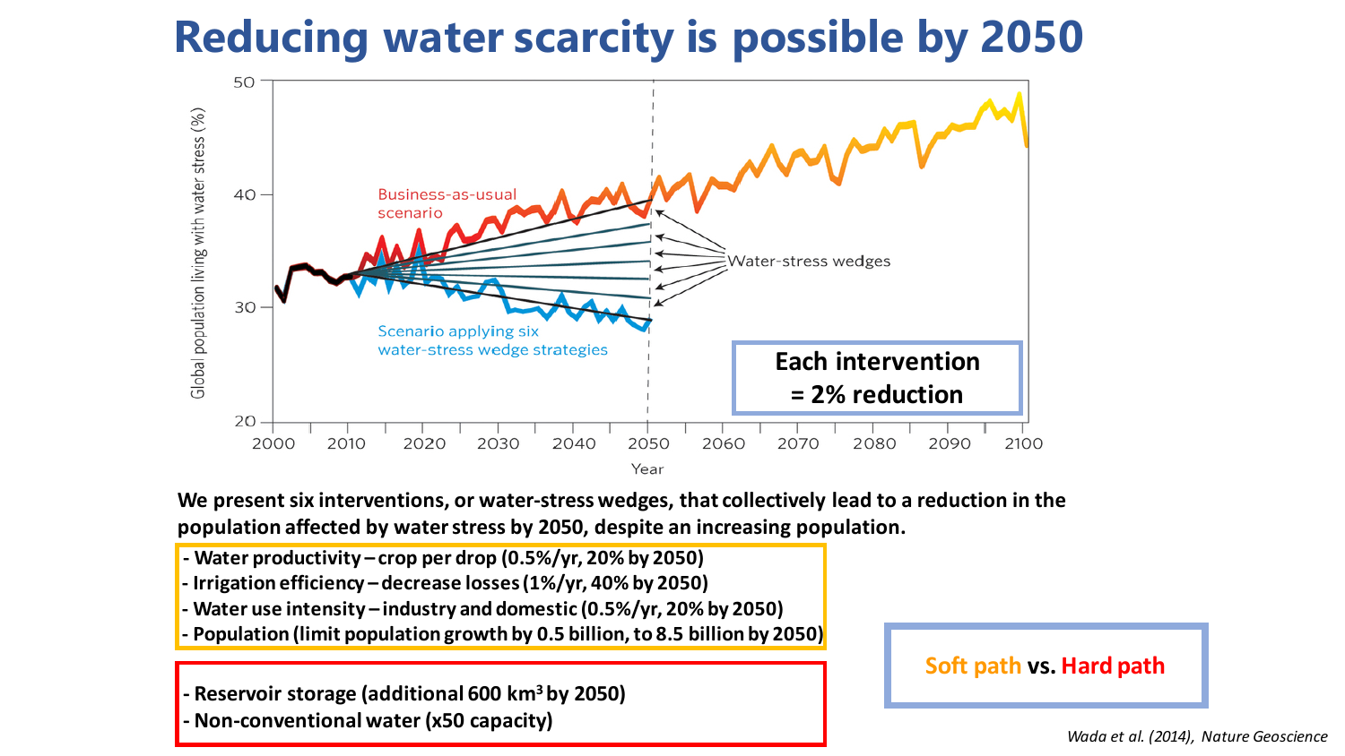# Reducing water scarcity is possible by 2050

Business-as-usual scenario

Water-stress wedges

Scenario applying six water-stress wedge strategies

Global population living with water stress (%)

Year

**Each intervention = 2% reduction**

**We present six interventions, or water-stress wedges, that collectively lead to a reduction in the population affected by water stress by 2050, despite an increasing population.**

- **Water productivity – crop per drop (0.5%/yr, 20% by 2050)**
- **Irrigation efficiency – decrease losses (1%/yr, 40% by 2050)**
- **Water use intensity – industry and domestic (0.5%/yr, 20% by 2050)**
- **Population (limit population growth by 0.5 billion, to 8.5 billion by 2050)**

- **Reservoir storage (additional 600 $km^3$ by 2050)**
- **Non-conventional water (x50 capacity)**

**Soft path vs. Hard path**

*Wada et al. (2014), Nature Geoscience*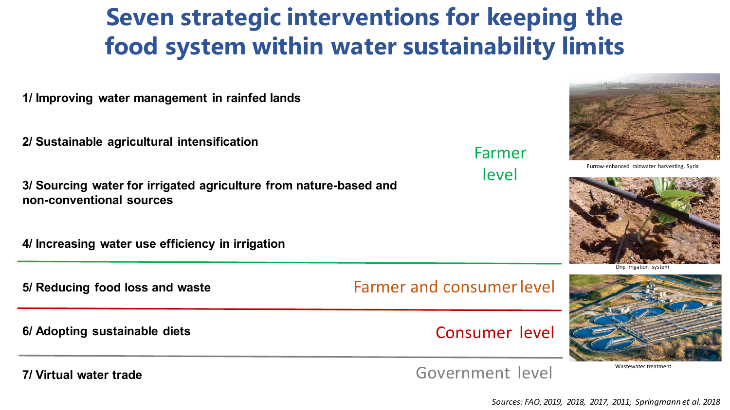# Seven strategic interventions for keeping the food system within water sustainability limits

**Farmer level**

**1/ Improving water management in rainfed lands**

**2/ Sustainable agricultural intensification**

**3/ Sourcing water for irrigated agriculture from nature-based and non-conventional sources**

**4/ Increasing water use efficiency in irrigation**

**Farmer and consumer level**

**5/ Reducing food loss and waste**

**Consumer level**

**6/ Adopting sustainable diets**

**Government level**

**7/ Virtual water trade**

Furrow-enhanced rainwater harvesting, Syria

Drip irrigation system

Wastewater treatment

*Sources: FAO, 2019, 2018, 2017, 2011; Springmann et al. 2018*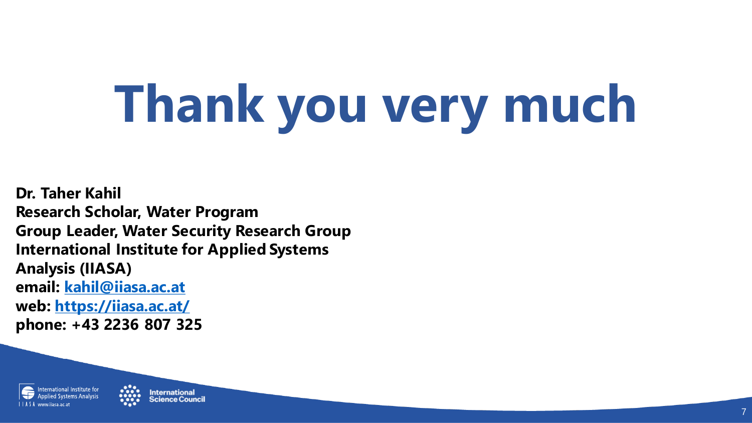# Thank you very much

**Dr. Taher Kahil**
**Research Scholar, Water Program**
**Group Leader, Water Security Research Group**
**International Institute for Applied Systems Analysis (IIASA)**
**email: [kahil@iiasa.ac.at](mailto:kahil@iiasa.ac.at)**
**web: [https://iiasa.ac.at/](https://iiasa.ac.at/)**
**phone: +43 2236 807 325**

International Institute for Applied Systems Analysis
I I A S A www.iiasa.ac.at

International Science Council